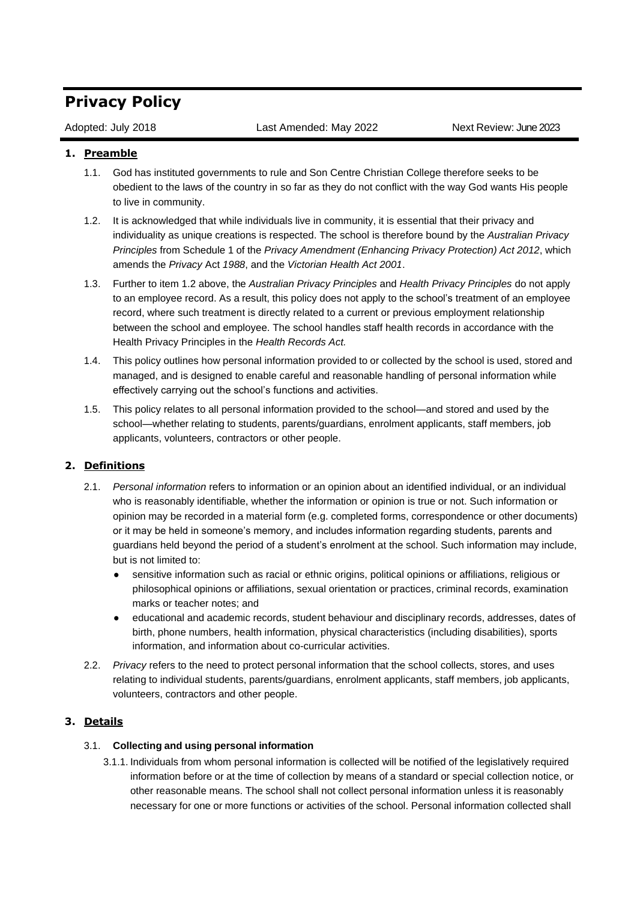# Privacy Policy

Adopted: July 2018 | Last Amended: May 2022 | Next Review: June 2023

## 1. Preamble

1.1. God has instituted governments to rule and Son Centre Christian College therefore seeks to be obedient to the laws of the country in so far as they do not conflict with the way God wants His people to live in community.

1.2. It is acknowledged that while individuals live in community, it is essential that their privacy and individuality as unique creations is respected. The school is therefore bound by the *Australian Privacy Principles* from Schedule 1 of the *Privacy Amendment (Enhancing Privacy Protection) Act 2012*, which amends the *Privacy* Act *1988*, and the *Victorian Health Act 2001*.

1.3. Further to item 1.2 above, the *Australian Privacy Principles* and *Health Privacy Principles* do not apply to an employee record. As a result, this policy does not apply to the school's treatment of an employee record, where such treatment is directly related to a current or previous employment relationship between the school and employee. The school handles staff health records in accordance with the Health Privacy Principles in the *Health Records Act.*

1.4. This policy outlines how personal information provided to or collected by the school is used, stored and managed, and is designed to enable careful and reasonable handling of personal information while effectively carrying out the school's functions and activities.

1.5. This policy relates to all personal information provided to the school—and stored and used by the school—whether relating to students, parents/guardians, enrolment applicants, staff members, job applicants, volunteers, contractors or other people.

## 2. Definitions

2.1. *Personal information* refers to information or an opinion about an identified individual, or an individual who is reasonably identifiable, whether the information or opinion is true or not. Such information or opinion may be recorded in a material form (e.g. completed forms, correspondence or other documents) or it may be held in someone's memory, and includes information regarding students, parents and guardians held beyond the period of a student's enrolment at the school. Such information may include, but is not limited to:

- sensitive information such as racial or ethnic origins, political opinions or affiliations, religious or philosophical opinions or affiliations, sexual orientation or practices, criminal records, examination marks or teacher notes; and
- educational and academic records, student behaviour and disciplinary records, addresses, dates of birth, phone numbers, health information, physical characteristics (including disabilities), sports information, and information about co-curricular activities.

2.2. *Privacy* refers to the need to protect personal information that the school collects, stores, and uses relating to individual students, parents/guardians, enrolment applicants, staff members, job applicants, volunteers, contractors and other people.

## 3. Details

### 3.1. Collecting and using personal information

3.1.1. Individuals from whom personal information is collected will be notified of the legislatively required information before or at the time of collection by means of a standard or special collection notice, or other reasonable means. The school shall not collect personal information unless it is reasonably necessary for one or more functions or activities of the school. Personal information collected shall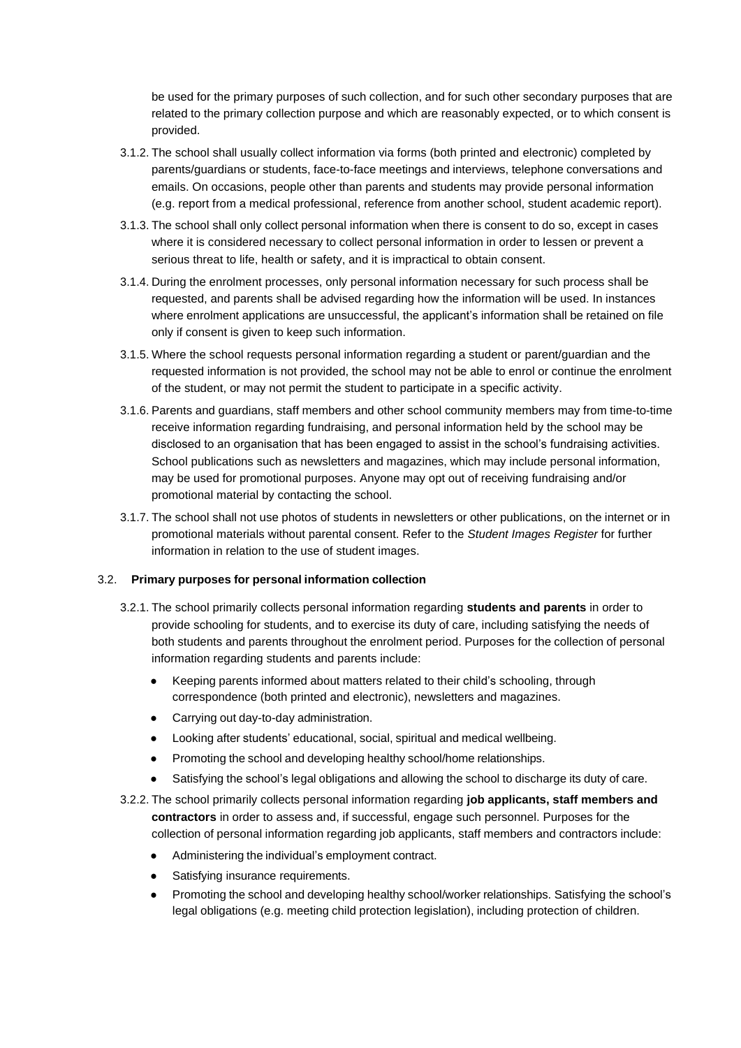be used for the primary purposes of such collection, and for such other secondary purposes that are related to the primary collection purpose and which are reasonably expected, or to which consent is provided.

3.1.2. The school shall usually collect information via forms (both printed and electronic) completed by parents/guardians or students, face-to-face meetings and interviews, telephone conversations and emails. On occasions, people other than parents and students may provide personal information (e.g. report from a medical professional, reference from another school, student academic report).

3.1.3. The school shall only collect personal information when there is consent to do so, except in cases where it is considered necessary to collect personal information in order to lessen or prevent a serious threat to life, health or safety, and it is impractical to obtain consent.

3.1.4. During the enrolment processes, only personal information necessary for such process shall be requested, and parents shall be advised regarding how the information will be used. In instances where enrolment applications are unsuccessful, the applicant's information shall be retained on file only if consent is given to keep such information.

3.1.5. Where the school requests personal information regarding a student or parent/guardian and the requested information is not provided, the school may not be able to enrol or continue the enrolment of the student, or may not permit the student to participate in a specific activity.

3.1.6. Parents and guardians, staff members and other school community members may from time-to-time receive information regarding fundraising, and personal information held by the school may be disclosed to an organisation that has been engaged to assist in the school's fundraising activities. School publications such as newsletters and magazines, which may include personal information, may be used for promotional purposes. Anyone may opt out of receiving fundraising and/or promotional material by contacting the school.

3.1.7. The school shall not use photos of students in newsletters or other publications, on the internet or in promotional materials without parental consent. Refer to the *Student Images Register* for further information in relation to the use of student images.

### 3.2. Primary purposes for personal information collection

3.2.1. The school primarily collects personal information regarding **students and parents** in order to provide schooling for students, and to exercise its duty of care, including satisfying the needs of both students and parents throughout the enrolment period. Purposes for the collection of personal information regarding students and parents include:

- Keeping parents informed about matters related to their child's schooling, through correspondence (both printed and electronic), newsletters and magazines.
- Carrying out day-to-day administration.
- Looking after students' educational, social, spiritual and medical wellbeing.
- Promoting the school and developing healthy school/home relationships.
- Satisfying the school's legal obligations and allowing the school to discharge its duty of care.

3.2.2. The school primarily collects personal information regarding **job applicants, staff members and contractors** in order to assess and, if successful, engage such personnel. Purposes for the collection of personal information regarding job applicants, staff members and contractors include:

- Administering the individual's employment contract.
- Satisfying insurance requirements.
- Promoting the school and developing healthy school/worker relationships. Satisfying the school's legal obligations (e.g. meeting child protection legislation), including protection of children.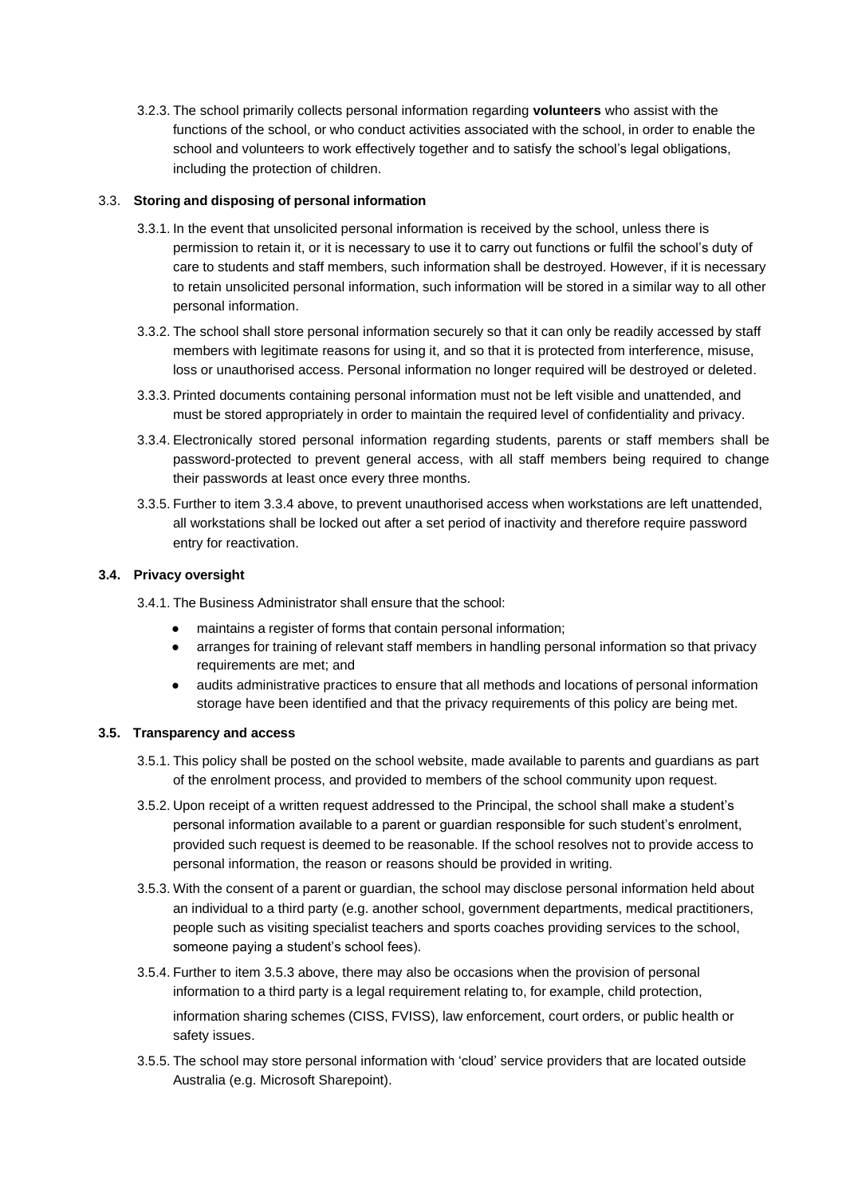3.2.3. The school primarily collects personal information regarding **volunteers** who assist with the functions of the school, or who conduct activities associated with the school, in order to enable the school and volunteers to work effectively together and to satisfy the school's legal obligations, including the protection of children.

### 3.3. Storing and disposing of personal information

3.3.1. In the event that unsolicited personal information is received by the school, unless there is permission to retain it, or it is necessary to use it to carry out functions or fulfil the school's duty of care to students and staff members, such information shall be destroyed. However, if it is necessary to retain unsolicited personal information, such information will be stored in a similar way to all other personal information.

3.3.2. The school shall store personal information securely so that it can only be readily accessed by staff members with legitimate reasons for using it, and so that it is protected from interference, misuse, loss or unauthorised access. Personal information no longer required will be destroyed or deleted.

3.3.3. Printed documents containing personal information must not be left visible and unattended, and must be stored appropriately in order to maintain the required level of confidentiality and privacy.

3.3.4. Electronically stored personal information regarding students, parents or staff members shall be password-protected to prevent general access, with all staff members being required to change their passwords at least once every three months.

3.3.5. Further to item 3.3.4 above, to prevent unauthorised access when workstations are left unattended, all workstations shall be locked out after a set period of inactivity and therefore require password entry for reactivation.

### 3.4. Privacy oversight

3.4.1. The Business Administrator shall ensure that the school:

- maintains a register of forms that contain personal information;
- arranges for training of relevant staff members in handling personal information so that privacy requirements are met; and
- audits administrative practices to ensure that all methods and locations of personal information storage have been identified and that the privacy requirements of this policy are being met.

### 3.5. Transparency and access

3.5.1. This policy shall be posted on the school website, made available to parents and guardians as part of the enrolment process, and provided to members of the school community upon request.

3.5.2. Upon receipt of a written request addressed to the Principal, the school shall make a student's personal information available to a parent or guardian responsible for such student's enrolment, provided such request is deemed to be reasonable. If the school resolves not to provide access to personal information, the reason or reasons should be provided in writing.

3.5.3. With the consent of a parent or guardian, the school may disclose personal information held about an individual to a third party (e.g. another school, government departments, medical practitioners, people such as visiting specialist teachers and sports coaches providing services to the school, someone paying a student's school fees).

3.5.4. Further to item 3.5.3 above, there may also be occasions when the provision of personal information to a third party is a legal requirement relating to, for example, child protection, information sharing schemes (CISS, FVISS), law enforcement, court orders, or public health or safety issues.

3.5.5. The school may store personal information with 'cloud' service providers that are located outside Australia (e.g. Microsoft Sharepoint).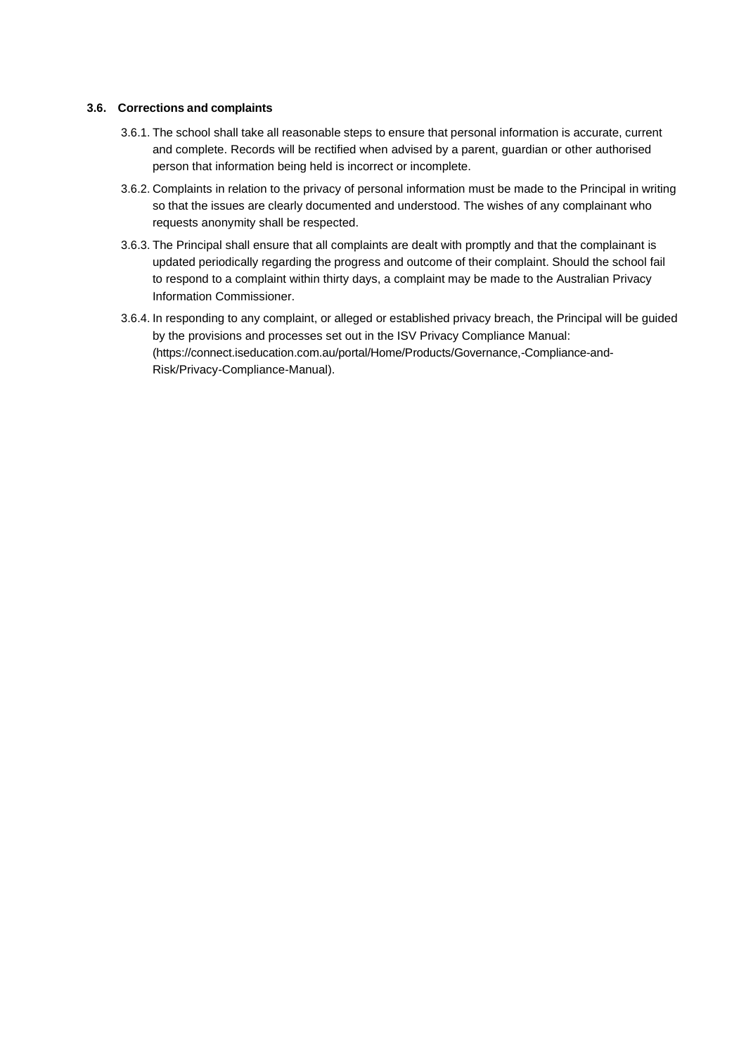### 3.6. Corrections and complaints

3.6.1. The school shall take all reasonable steps to ensure that personal information is accurate, current and complete. Records will be rectified when advised by a parent, guardian or other authorised person that information being held is incorrect or incomplete.

3.6.2. Complaints in relation to the privacy of personal information must be made to the Principal in writing so that the issues are clearly documented and understood. The wishes of any complainant who requests anonymity shall be respected.

3.6.3. The Principal shall ensure that all complaints are dealt with promptly and that the complainant is updated periodically regarding the progress and outcome of their complaint. Should the school fail to respond to a complaint within thirty days, a complaint may be made to the Australian Privacy Information Commissioner.

3.6.4. In responding to any complaint, or alleged or established privacy breach, the Principal will be guided by the provisions and processes set out in the ISV Privacy Compliance Manual: (https://connect.iseducation.com.au/portal/Home/Products/Governance,-Compliance-and-Risk/Privacy-Compliance-Manual).